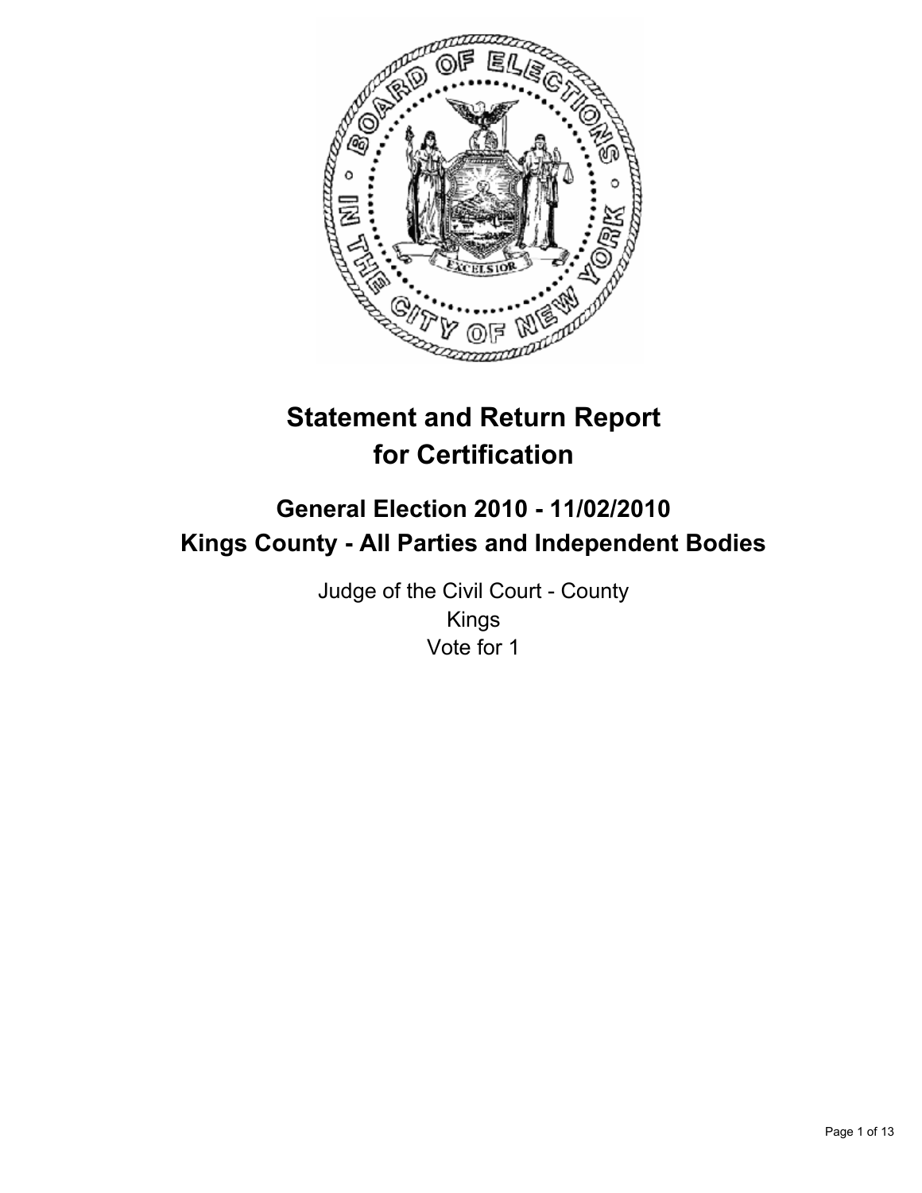# Statement and Return Report for Certification

## General Election 2010 - 11/02/2010
## Kings County - All Parties and Independent Bodies

Judge of the Civil Court - County
Kings
Vote for 1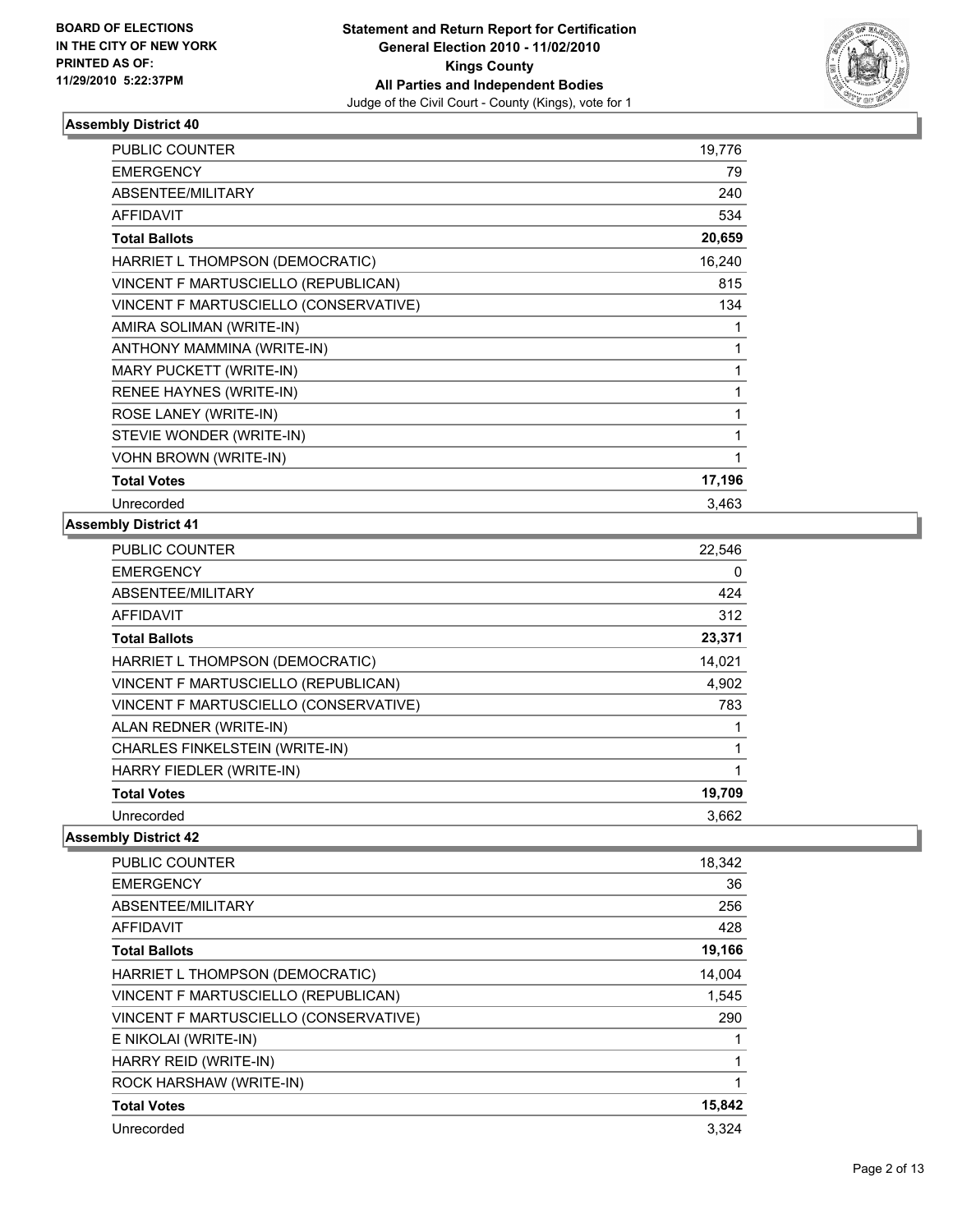**BOARD OF ELECTIONS IN THE CITY OF NEW YORK PRINTED AS OF: 11/29/2010 5:22:37PM**

**Statement and Return Report for Certification General Election 2010 - 11/02/2010 Kings County All Parties and Independent Bodies**

Judge of the Civil Court - County (Kings), vote for 1

### Assembly District 40

| | |
|---|---|
| PUBLIC COUNTER | 19,776 |
| EMERGENCY | 79 |
| ABSENTEE/MILITARY | 240 |
| AFFIDAVIT | 534 |
| **Total Ballots** | **20,659** |
| HARRIET L THOMPSON (DEMOCRATIC) | 16,240 |
| VINCENT F MARTUSCIELLO (REPUBLICAN) | 815 |
| VINCENT F MARTUSCIELLO (CONSERVATIVE) | 134 |
| AMIRA SOLIMAN (WRITE-IN) | 1 |
| ANTHONY MAMMINA (WRITE-IN) | 1 |
| MARY PUCKETT (WRITE-IN) | 1 |
| RENEE HAYNES (WRITE-IN) | 1 |
| ROSE LANEY (WRITE-IN) | 1 |
| STEVIE WONDER (WRITE-IN) | 1 |
| VOHN BROWN (WRITE-IN) | 1 |
| **Total Votes** | **17,196** |
| Unrecorded | 3,463 |

### Assembly District 41

| | |
|---|---|
| PUBLIC COUNTER | 22,546 |
| EMERGENCY | 0 |
| ABSENTEE/MILITARY | 424 |
| AFFIDAVIT | 312 |
| **Total Ballots** | **23,371** |
| HARRIET L THOMPSON (DEMOCRATIC) | 14,021 |
| VINCENT F MARTUSCIELLO (REPUBLICAN) | 4,902 |
| VINCENT F MARTUSCIELLO (CONSERVATIVE) | 783 |
| ALAN REDNER (WRITE-IN) | 1 |
| CHARLES FINKELSTEIN (WRITE-IN) | 1 |
| HARRY FIEDLER (WRITE-IN) | 1 |
| **Total Votes** | **19,709** |
| Unrecorded | 3,662 |

### Assembly District 42

| | |
|---|---|
| PUBLIC COUNTER | 18,342 |
| EMERGENCY | 36 |
| ABSENTEE/MILITARY | 256 |
| AFFIDAVIT | 428 |
| **Total Ballots** | **19,166** |
| HARRIET L THOMPSON (DEMOCRATIC) | 14,004 |
| VINCENT F MARTUSCIELLO (REPUBLICAN) | 1,545 |
| VINCENT F MARTUSCIELLO (CONSERVATIVE) | 290 |
| E NIKOLAI (WRITE-IN) | 1 |
| HARRY REID (WRITE-IN) | 1 |
| ROCK HARSHAW (WRITE-IN) | 1 |
| **Total Votes** | **15,842** |
| Unrecorded | 3,324 |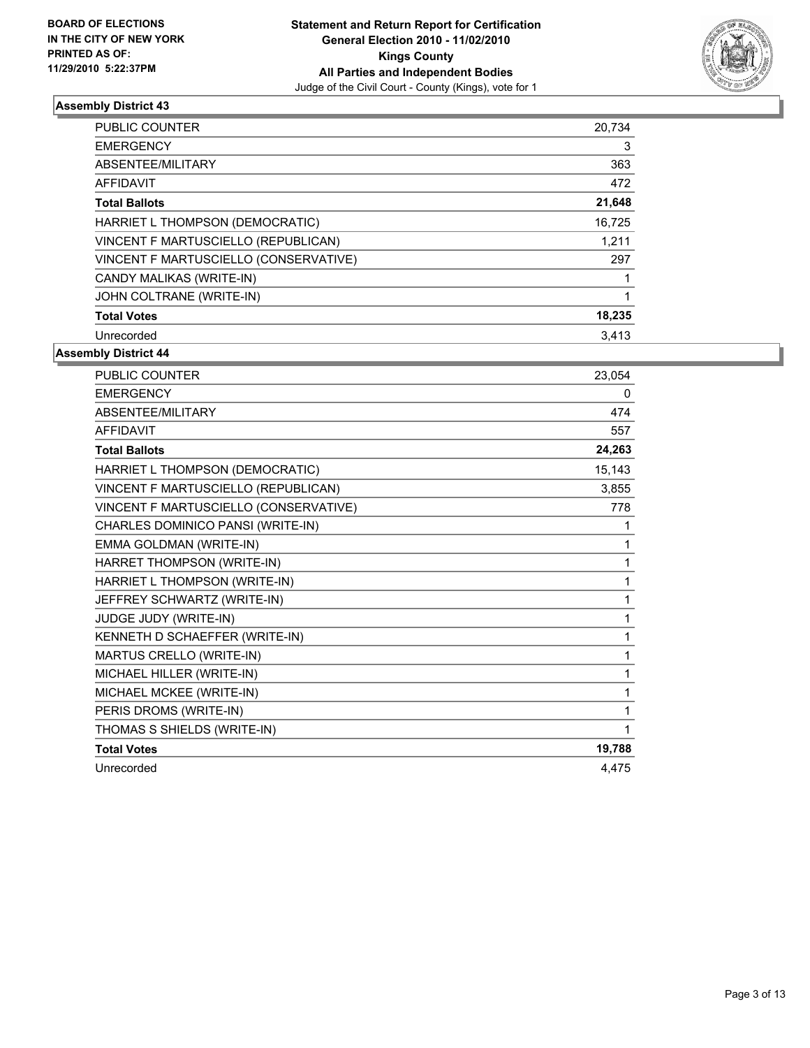BOARD OF ELECTIONS
IN THE CITY OF NEW YORK
PRINTED AS OF:
11/29/2010 5:22:37PM

**Statement and Return Report for Certification**
**General Election 2010 - 11/02/2010**
**Kings County**
**All Parties and Independent Bodies**
Judge of the Civil Court - County (Kings), vote for 1

### Assembly District 43

| | |
|---|---|
| PUBLIC COUNTER | 20,734 |
| EMERGENCY | 3 |
| ABSENTEE/MILITARY | 363 |
| AFFIDAVIT | 472 |
| **Total Ballots** | **21,648** |
| HARRIET L THOMPSON (DEMOCRATIC) | 16,725 |
| VINCENT F MARTUSCIELLO (REPUBLICAN) | 1,211 |
| VINCENT F MARTUSCIELLO (CONSERVATIVE) | 297 |
| CANDY MALIKAS (WRITE-IN) | 1 |
| JOHN COLTRANE (WRITE-IN) | 1 |
| **Total Votes** | **18,235** |
| Unrecorded | 3,413 |

### Assembly District 44

| | |
|---|---|
| PUBLIC COUNTER | 23,054 |
| EMERGENCY | 0 |
| ABSENTEE/MILITARY | 474 |
| AFFIDAVIT | 557 |
| **Total Ballots** | **24,263** |
| HARRIET L THOMPSON (DEMOCRATIC) | 15,143 |
| VINCENT F MARTUSCIELLO (REPUBLICAN) | 3,855 |
| VINCENT F MARTUSCIELLO (CONSERVATIVE) | 778 |
| CHARLES DOMINICO PANSI (WRITE-IN) | 1 |
| EMMA GOLDMAN (WRITE-IN) | 1 |
| HARRET THOMPSON (WRITE-IN) | 1 |
| HARRIET L THOMPSON (WRITE-IN) | 1 |
| JEFFREY SCHWARTZ (WRITE-IN) | 1 |
| JUDGE JUDY (WRITE-IN) | 1 |
| KENNETH D SCHAEFFER (WRITE-IN) | 1 |
| MARTUS CRELLO (WRITE-IN) | 1 |
| MICHAEL HILLER (WRITE-IN) | 1 |
| MICHAEL MCKEE (WRITE-IN) | 1 |
| PERIS DROMS (WRITE-IN) | 1 |
| THOMAS S SHIELDS (WRITE-IN) | 1 |
| **Total Votes** | **19,788** |
| Unrecorded | 4,475 |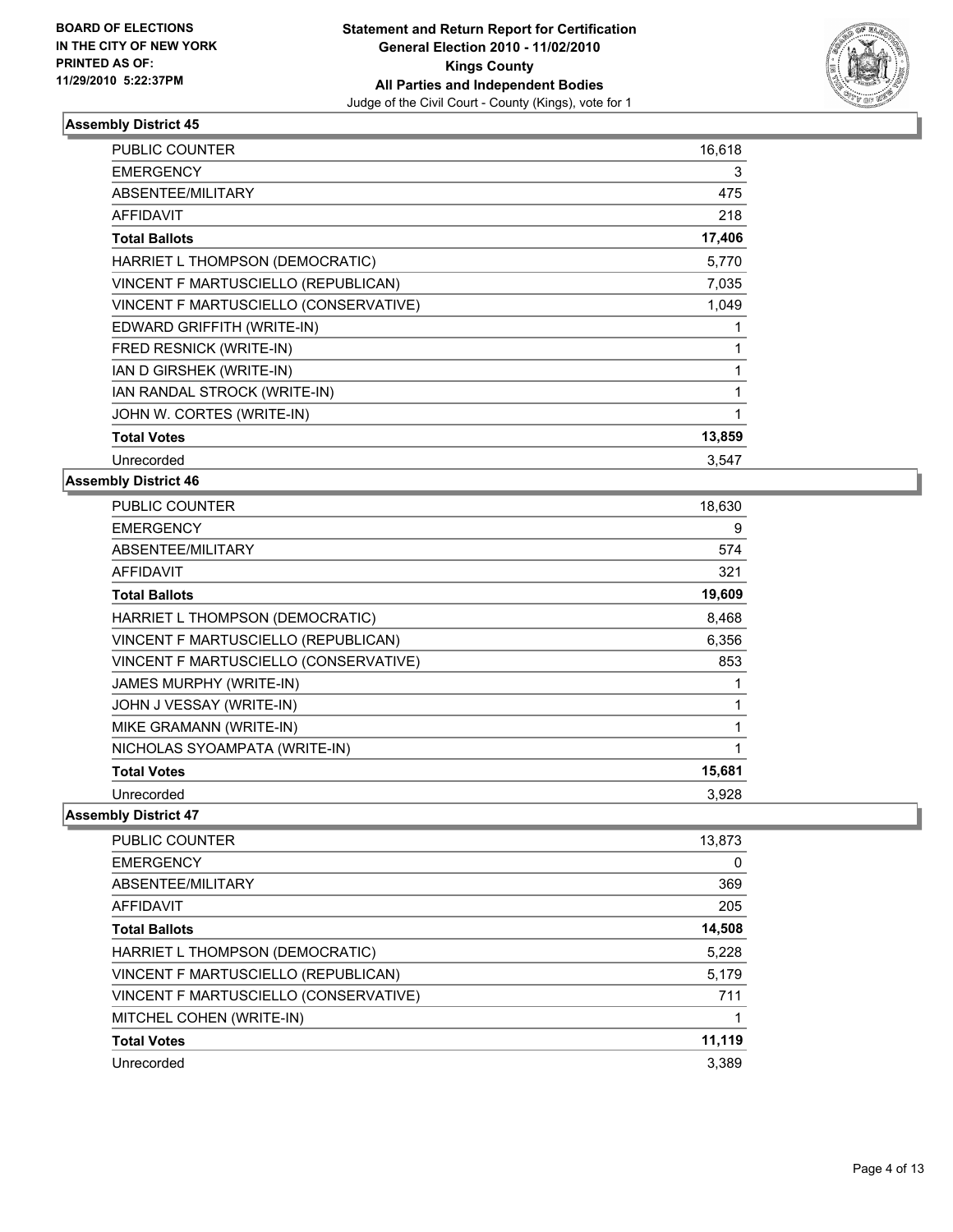**BOARD OF ELECTIONS IN THE CITY OF NEW YORK PRINTED AS OF: 11/29/2010 5:22:37PM**

**Statement and Return Report for Certification General Election 2010 - 11/02/2010 Kings County All Parties and Independent Bodies**

Judge of the Civil Court - County (Kings), vote for 1

### Assembly District 45

| | |
|---|---|
| PUBLIC COUNTER | 16,618 |
| EMERGENCY | 3 |
| ABSENTEE/MILITARY | 475 |
| AFFIDAVIT | 218 |
| **Total Ballots** | **17,406** |
| HARRIET L THOMPSON (DEMOCRATIC) | 5,770 |
| VINCENT F MARTUSCIELLO (REPUBLICAN) | 7,035 |
| VINCENT F MARTUSCIELLO (CONSERVATIVE) | 1,049 |
| EDWARD GRIFFITH (WRITE-IN) | 1 |
| FRED RESNICK (WRITE-IN) | 1 |
| IAN D GIRSHEK (WRITE-IN) | 1 |
| IAN RANDAL STROCK (WRITE-IN) | 1 |
| JOHN W. CORTES (WRITE-IN) | 1 |
| **Total Votes** | **13,859** |
| Unrecorded | 3,547 |

### Assembly District 46

| | |
|---|---|
| PUBLIC COUNTER | 18,630 |
| EMERGENCY | 9 |
| ABSENTEE/MILITARY | 574 |
| AFFIDAVIT | 321 |
| **Total Ballots** | **19,609** |
| HARRIET L THOMPSON (DEMOCRATIC) | 8,468 |
| VINCENT F MARTUSCIELLO (REPUBLICAN) | 6,356 |
| VINCENT F MARTUSCIELLO (CONSERVATIVE) | 853 |
| JAMES MURPHY (WRITE-IN) | 1 |
| JOHN J VESSAY (WRITE-IN) | 1 |
| MIKE GRAMANN (WRITE-IN) | 1 |
| NICHOLAS SYOAMPATA (WRITE-IN) | 1 |
| **Total Votes** | **15,681** |
| Unrecorded | 3,928 |

### Assembly District 47

| | |
|---|---|
| PUBLIC COUNTER | 13,873 |
| EMERGENCY | 0 |
| ABSENTEE/MILITARY | 369 |
| AFFIDAVIT | 205 |
| **Total Ballots** | **14,508** |
| HARRIET L THOMPSON (DEMOCRATIC) | 5,228 |
| VINCENT F MARTUSCIELLO (REPUBLICAN) | 5,179 |
| VINCENT F MARTUSCIELLO (CONSERVATIVE) | 711 |
| MITCHEL COHEN (WRITE-IN) | 1 |
| **Total Votes** | **11,119** |
| Unrecorded | 3,389 |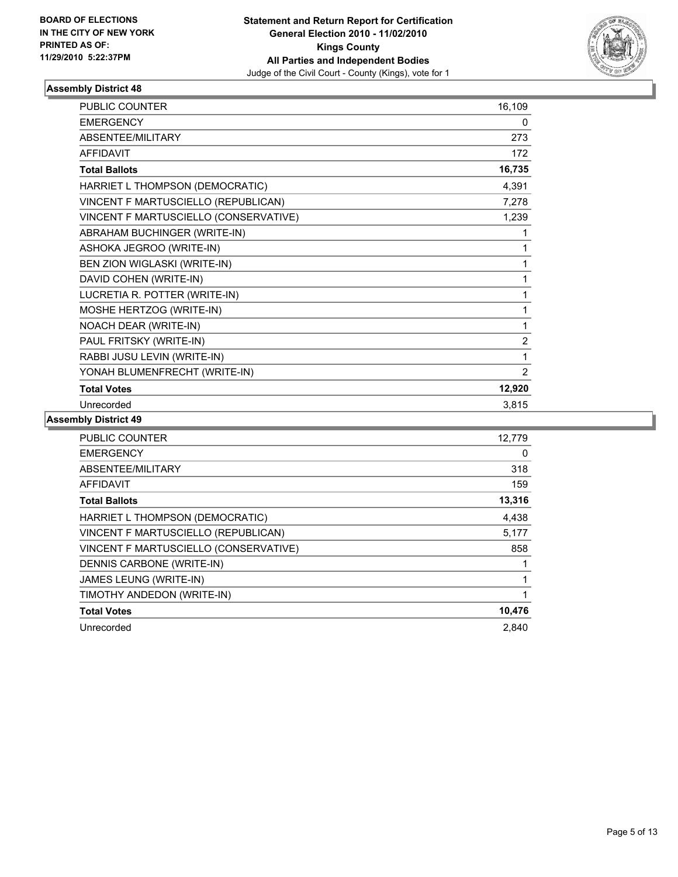BOARD OF ELECTIONS
IN THE CITY OF NEW YORK
PRINTED AS OF:
11/29/2010 5:22:37PM

**Statement and Return Report for Certification**
**General Election 2010 - 11/02/2010**
**Kings County**
**All Parties and Independent Bodies**
Judge of the Civil Court - County (Kings), vote for 1

### Assembly District 48

| | |
|---|---|
| PUBLIC COUNTER | 16,109 |
| EMERGENCY | 0 |
| ABSENTEE/MILITARY | 273 |
| AFFIDAVIT | 172 |
| **Total Ballots** | **16,735** |
| HARRIET L THOMPSON (DEMOCRATIC) | 4,391 |
| VINCENT F MARTUSCIELLO (REPUBLICAN) | 7,278 |
| VINCENT F MARTUSCIELLO (CONSERVATIVE) | 1,239 |
| ABRAHAM BUCHINGER (WRITE-IN) | 1 |
| ASHOKA JEGROO (WRITE-IN) | 1 |
| BEN ZION WIGLASKI (WRITE-IN) | 1 |
| DAVID COHEN (WRITE-IN) | 1 |
| LUCRETIA R. POTTER (WRITE-IN) | 1 |
| MOSHE HERTZOG (WRITE-IN) | 1 |
| NOACH DEAR (WRITE-IN) | 1 |
| PAUL FRITSKY (WRITE-IN) | 2 |
| RABBI JUSU LEVIN (WRITE-IN) | 1 |
| YONAH BLUMENFRECHT (WRITE-IN) | 2 |
| **Total Votes** | **12,920** |
| Unrecorded | 3,815 |

### Assembly District 49

| | |
|---|---|
| PUBLIC COUNTER | 12,779 |
| EMERGENCY | 0 |
| ABSENTEE/MILITARY | 318 |
| AFFIDAVIT | 159 |
| **Total Ballots** | **13,316** |
| HARRIET L THOMPSON (DEMOCRATIC) | 4,438 |
| VINCENT F MARTUSCIELLO (REPUBLICAN) | 5,177 |
| VINCENT F MARTUSCIELLO (CONSERVATIVE) | 858 |
| DENNIS CARBONE (WRITE-IN) | 1 |
| JAMES LEUNG (WRITE-IN) | 1 |
| TIMOTHY ANDEDON (WRITE-IN) | 1 |
| **Total Votes** | **10,476** |
| Unrecorded | 2,840 |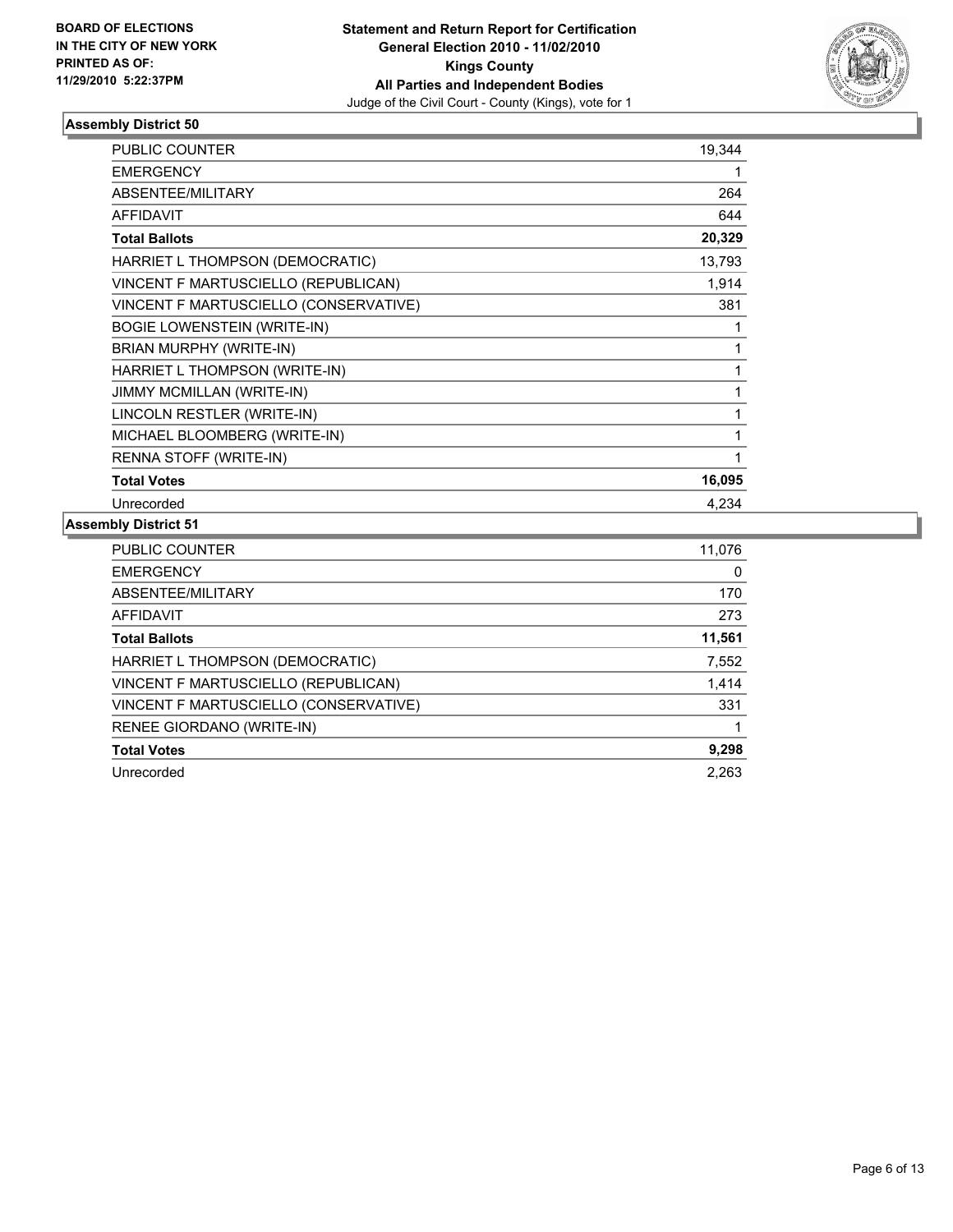**BOARD OF ELECTIONS IN THE CITY OF NEW YORK PRINTED AS OF: 11/29/2010 5:22:37PM**

**Statement and Return Report for Certification General Election 2010 - 11/02/2010 Kings County All Parties and Independent Bodies**
Judge of the Civil Court - County (Kings), vote for 1

### Assembly District 50

| | |
|---|---|
| PUBLIC COUNTER | 19,344 |
| EMERGENCY | 1 |
| ABSENTEE/MILITARY | 264 |
| AFFIDAVIT | 644 |
| **Total Ballots** | **20,329** |
| HARRIET L THOMPSON (DEMOCRATIC) | 13,793 |
| VINCENT F MARTUSCIELLO (REPUBLICAN) | 1,914 |
| VINCENT F MARTUSCIELLO (CONSERVATIVE) | 381 |
| BOGIE LOWENSTEIN (WRITE-IN) | 1 |
| BRIAN MURPHY (WRITE-IN) | 1 |
| HARRIET L THOMPSON (WRITE-IN) | 1 |
| JIMMY MCMILLAN (WRITE-IN) | 1 |
| LINCOLN RESTLER (WRITE-IN) | 1 |
| MICHAEL BLOOMBERG (WRITE-IN) | 1 |
| RENNA STOFF (WRITE-IN) | 1 |
| **Total Votes** | **16,095** |
| Unrecorded | 4,234 |

### Assembly District 51

| | |
|---|---|
| PUBLIC COUNTER | 11,076 |
| EMERGENCY | 0 |
| ABSENTEE/MILITARY | 170 |
| AFFIDAVIT | 273 |
| **Total Ballots** | **11,561** |
| HARRIET L THOMPSON (DEMOCRATIC) | 7,552 |
| VINCENT F MARTUSCIELLO (REPUBLICAN) | 1,414 |
| VINCENT F MARTUSCIELLO (CONSERVATIVE) | 331 |
| RENEE GIORDANO (WRITE-IN) | 1 |
| **Total Votes** | **9,298** |
| Unrecorded | 2,263 |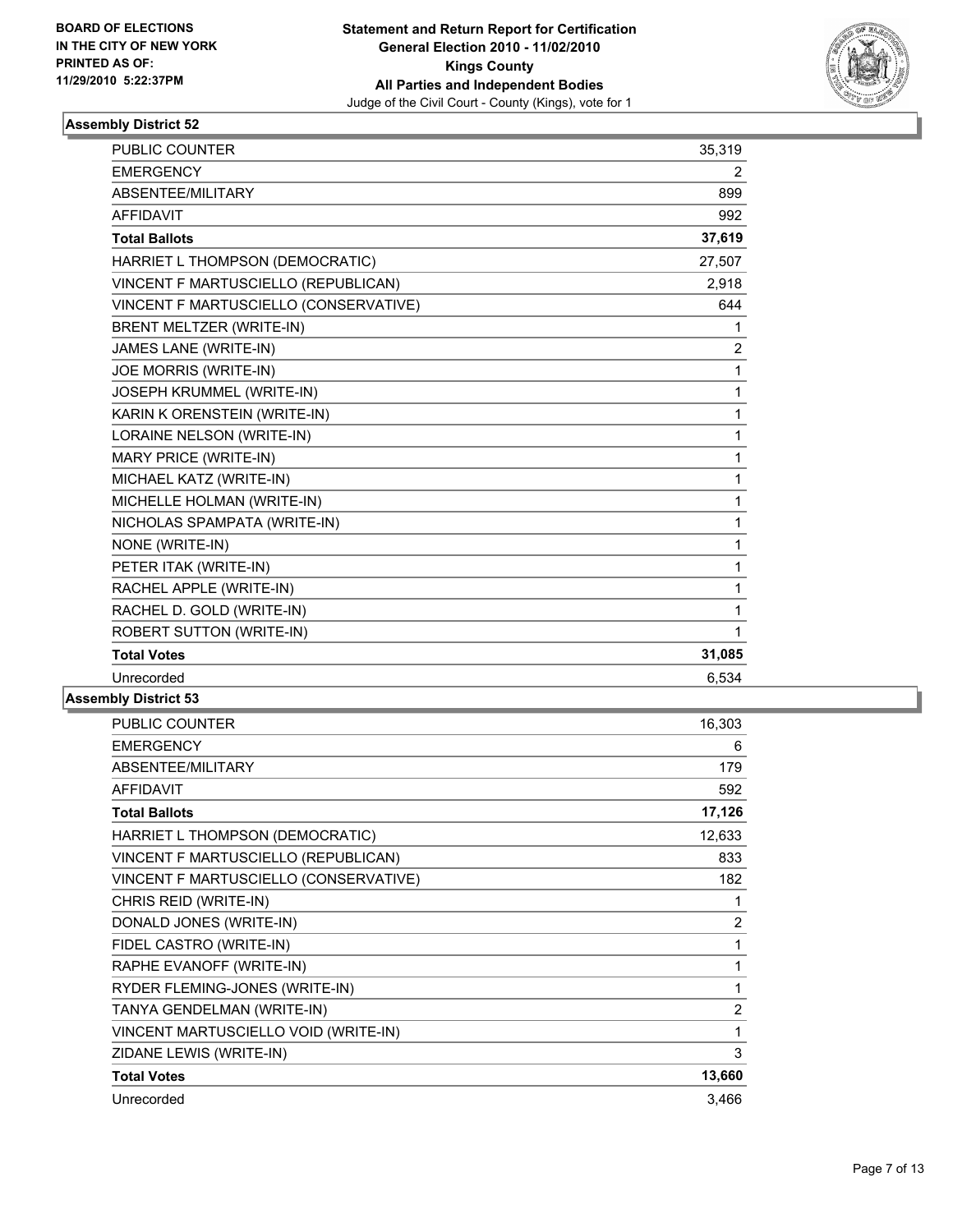BOARD OF ELECTIONS
IN THE CITY OF NEW YORK
PRINTED AS OF:
11/29/2010 5:22:37PM

**Statement and Return Report for Certification**
**General Election 2010 - 11/02/2010**
**Kings County**
**All Parties and Independent Bodies**
Judge of the Civil Court - County (Kings), vote for 1

### Assembly District 52

| | |
|---|---|
| PUBLIC COUNTER | 35,319 |
| EMERGENCY | 2 |
| ABSENTEE/MILITARY | 899 |
| AFFIDAVIT | 992 |
| **Total Ballots** | **37,619** |
| HARRIET L THOMPSON (DEMOCRATIC) | 27,507 |
| VINCENT F MARTUSCIELLO (REPUBLICAN) | 2,918 |
| VINCENT F MARTUSCIELLO (CONSERVATIVE) | 644 |
| BRENT MELTZER (WRITE-IN) | 1 |
| JAMES LANE (WRITE-IN) | 2 |
| JOE MORRIS (WRITE-IN) | 1 |
| JOSEPH KRUMMEL (WRITE-IN) | 1 |
| KARIN K ORENSTEIN (WRITE-IN) | 1 |
| LORAINE NELSON (WRITE-IN) | 1 |
| MARY PRICE (WRITE-IN) | 1 |
| MICHAEL KATZ (WRITE-IN) | 1 |
| MICHELLE HOLMAN (WRITE-IN) | 1 |
| NICHOLAS SPAMPATA (WRITE-IN) | 1 |
| NONE (WRITE-IN) | 1 |
| PETER ITAK (WRITE-IN) | 1 |
| RACHEL APPLE (WRITE-IN) | 1 |
| RACHEL D. GOLD (WRITE-IN) | 1 |
| ROBERT SUTTON (WRITE-IN) | 1 |
| **Total Votes** | **31,085** |
| Unrecorded | 6,534 |

### Assembly District 53

| | |
|---|---|
| PUBLIC COUNTER | 16,303 |
| EMERGENCY | 6 |
| ABSENTEE/MILITARY | 179 |
| AFFIDAVIT | 592 |
| **Total Ballots** | **17,126** |
| HARRIET L THOMPSON (DEMOCRATIC) | 12,633 |
| VINCENT F MARTUSCIELLO (REPUBLICAN) | 833 |
| VINCENT F MARTUSCIELLO (CONSERVATIVE) | 182 |
| CHRIS REID (WRITE-IN) | 1 |
| DONALD JONES (WRITE-IN) | 2 |
| FIDEL CASTRO (WRITE-IN) | 1 |
| RAPHE EVANOFF (WRITE-IN) | 1 |
| RYDER FLEMING-JONES (WRITE-IN) | 1 |
| TANYA GENDELMAN (WRITE-IN) | 2 |
| VINCENT MARTUSCIELLO VOID (WRITE-IN) | 1 |
| ZIDANE LEWIS (WRITE-IN) | 3 |
| **Total Votes** | **13,660** |
| Unrecorded | 3,466 |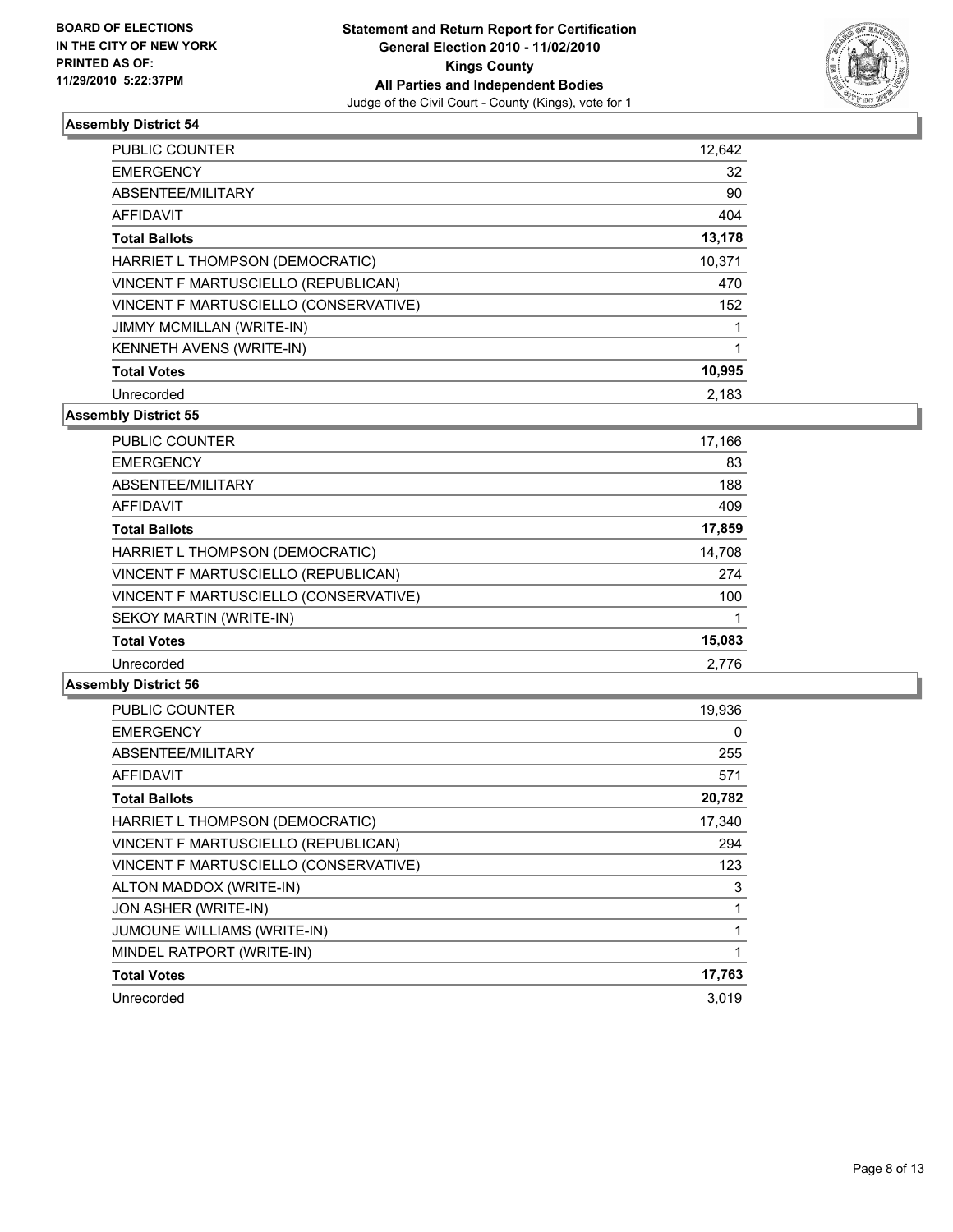BOARD OF ELECTIONS
IN THE CITY OF NEW YORK
PRINTED AS OF:
11/29/2010 5:22:37PM

**Statement and Return Report for Certification**
**General Election 2010 - 11/02/2010**
**Kings County**
**All Parties and Independent Bodies**
Judge of the Civil Court - County (Kings), vote for 1

### Assembly District 54

| | |
|---|---|
| PUBLIC COUNTER | 12,642 |
| EMERGENCY | 32 |
| ABSENTEE/MILITARY | 90 |
| AFFIDAVIT | 404 |
| **Total Ballots** | **13,178** |
| HARRIET L THOMPSON (DEMOCRATIC) | 10,371 |
| VINCENT F MARTUSCIELLO (REPUBLICAN) | 470 |
| VINCENT F MARTUSCIELLO (CONSERVATIVE) | 152 |
| JIMMY MCMILLAN (WRITE-IN) | 1 |
| KENNETH AVENS (WRITE-IN) | 1 |
| **Total Votes** | **10,995** |
| Unrecorded | 2,183 |

### Assembly District 55

| | |
|---|---|
| PUBLIC COUNTER | 17,166 |
| EMERGENCY | 83 |
| ABSENTEE/MILITARY | 188 |
| AFFIDAVIT | 409 |
| **Total Ballots** | **17,859** |
| HARRIET L THOMPSON (DEMOCRATIC) | 14,708 |
| VINCENT F MARTUSCIELLO (REPUBLICAN) | 274 |
| VINCENT F MARTUSCIELLO (CONSERVATIVE) | 100 |
| SEKOY MARTIN (WRITE-IN) | 1 |
| **Total Votes** | **15,083** |
| Unrecorded | 2,776 |

### Assembly District 56

| | |
|---|---|
| PUBLIC COUNTER | 19,936 |
| EMERGENCY | 0 |
| ABSENTEE/MILITARY | 255 |
| AFFIDAVIT | 571 |
| **Total Ballots** | **20,782** |
| HARRIET L THOMPSON (DEMOCRATIC) | 17,340 |
| VINCENT F MARTUSCIELLO (REPUBLICAN) | 294 |
| VINCENT F MARTUSCIELLO (CONSERVATIVE) | 123 |
| ALTON MADDOX (WRITE-IN) | 3 |
| JON ASHER (WRITE-IN) | 1 |
| JUMOUNE WILLIAMS (WRITE-IN) | 1 |
| MINDEL RATPORT (WRITE-IN) | 1 |
| **Total Votes** | **17,763** |
| Unrecorded | 3,019 |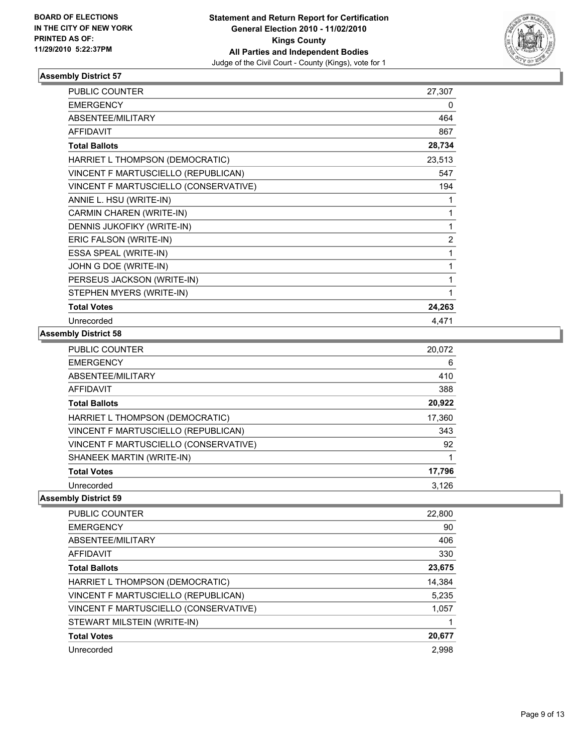BOARD OF ELECTIONS
IN THE CITY OF NEW YORK
PRINTED AS OF:
11/29/2010 5:22:37PM

**Statement and Return Report for Certification**
**General Election 2010 - 11/02/2010**
**Kings County**
**All Parties and Independent Bodies**
Judge of the Civil Court - County (Kings), vote for 1

### Assembly District 57

| | |
|---|---|
| PUBLIC COUNTER | 27,307 |
| EMERGENCY | 0 |
| ABSENTEE/MILITARY | 464 |
| AFFIDAVIT | 867 |
| **Total Ballots** | **28,734** |
| HARRIET L THOMPSON (DEMOCRATIC) | 23,513 |
| VINCENT F MARTUSCIELLO (REPUBLICAN) | 547 |
| VINCENT F MARTUSCIELLO (CONSERVATIVE) | 194 |
| ANNIE L. HSU (WRITE-IN) | 1 |
| CARMIN CHAREN (WRITE-IN) | 1 |
| DENNIS JUKOFIKY (WRITE-IN) | 1 |
| ERIC FALSON (WRITE-IN) | 2 |
| ESSA SPEAL (WRITE-IN) | 1 |
| JOHN G DOE (WRITE-IN) | 1 |
| PERSEUS JACKSON (WRITE-IN) | 1 |
| STEPHEN MYERS (WRITE-IN) | 1 |
| **Total Votes** | **24,263** |
| Unrecorded | 4,471 |

### Assembly District 58

| | |
|---|---|
| PUBLIC COUNTER | 20,072 |
| EMERGENCY | 6 |
| ABSENTEE/MILITARY | 410 |
| AFFIDAVIT | 388 |
| **Total Ballots** | **20,922** |
| HARRIET L THOMPSON (DEMOCRATIC) | 17,360 |
| VINCENT F MARTUSCIELLO (REPUBLICAN) | 343 |
| VINCENT F MARTUSCIELLO (CONSERVATIVE) | 92 |
| SHANEEK MARTIN (WRITE-IN) | 1 |
| **Total Votes** | **17,796** |
| Unrecorded | 3,126 |

### Assembly District 59

| | |
|---|---|
| PUBLIC COUNTER | 22,800 |
| EMERGENCY | 90 |
| ABSENTEE/MILITARY | 406 |
| AFFIDAVIT | 330 |
| **Total Ballots** | **23,675** |
| HARRIET L THOMPSON (DEMOCRATIC) | 14,384 |
| VINCENT F MARTUSCIELLO (REPUBLICAN) | 5,235 |
| VINCENT F MARTUSCIELLO (CONSERVATIVE) | 1,057 |
| STEWART MILSTEIN (WRITE-IN) | 1 |
| **Total Votes** | **20,677** |
| Unrecorded | 2,998 |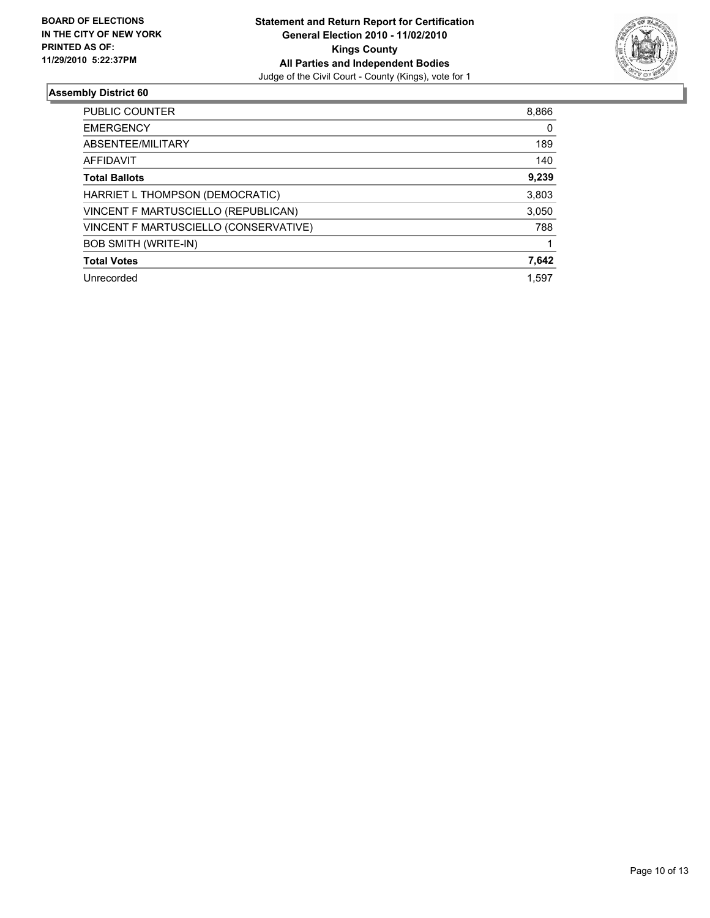**BOARD OF ELECTIONS IN THE CITY OF NEW YORK PRINTED AS OF: 11/29/2010 5:22:37PM**

**Statement and Return Report for Certification**
**General Election 2010 - 11/02/2010**
**Kings County**
**All Parties and Independent Bodies**
Judge of the Civil Court - County (Kings), vote for 1

### Assembly District 60

| | |
|---|---|
| PUBLIC COUNTER | 8,866 |
| EMERGENCY | 0 |
| ABSENTEE/MILITARY | 189 |
| AFFIDAVIT | 140 |
| **Total Ballots** | **9,239** |
| HARRIET L THOMPSON (DEMOCRATIC) | 3,803 |
| VINCENT F MARTUSCIELLO (REPUBLICAN) | 3,050 |
| VINCENT F MARTUSCIELLO (CONSERVATIVE) | 788 |
| BOB SMITH (WRITE-IN) | 1 |
| **Total Votes** | **7,642** |
| Unrecorded | 1,597 |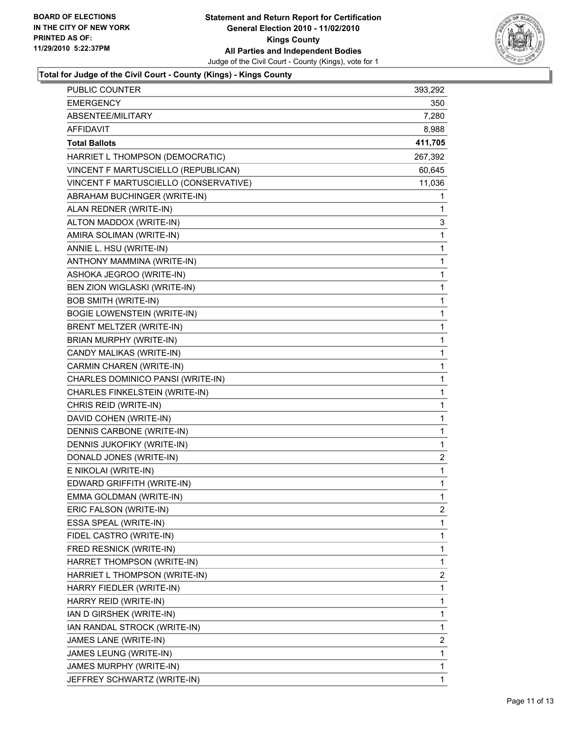**BOARD OF ELECTIONS IN THE CITY OF NEW YORK PRINTED AS OF: 11/29/2010 5:22:37PM**

# Statement and Return Report for Certification
## General Election 2010 - 11/02/2010
## Kings County
## All Parties and Independent Bodies
Judge of the Civil Court - County (Kings), vote for 1

### Total for Judge of the Civil Court - County (Kings) - Kings County

| | |
|---|---|
| PUBLIC COUNTER | 393,292 |
| EMERGENCY | 350 |
| ABSENTEE/MILITARY | 7,280 |
| AFFIDAVIT | 8,988 |
| **Total Ballots** | **411,705** |
| HARRIET L THOMPSON (DEMOCRATIC) | 267,392 |
| VINCENT F MARTUSCIELLO (REPUBLICAN) | 60,645 |
| VINCENT F MARTUSCIELLO (CONSERVATIVE) | 11,036 |
| ABRAHAM BUCHINGER (WRITE-IN) | 1 |
| ALAN REDNER (WRITE-IN) | 1 |
| ALTON MADDOX (WRITE-IN) | 3 |
| AMIRA SOLIMAN (WRITE-IN) | 1 |
| ANNIE L. HSU (WRITE-IN) | 1 |
| ANTHONY MAMMINA (WRITE-IN) | 1 |
| ASHOKA JEGROO (WRITE-IN) | 1 |
| BEN ZION WIGLASKI (WRITE-IN) | 1 |
| BOB SMITH (WRITE-IN) | 1 |
| BOGIE LOWENSTEIN (WRITE-IN) | 1 |
| BRENT MELTZER (WRITE-IN) | 1 |
| BRIAN MURPHY (WRITE-IN) | 1 |
| CANDY MALIKAS (WRITE-IN) | 1 |
| CARMIN CHAREN (WRITE-IN) | 1 |
| CHARLES DOMINICO PANSI (WRITE-IN) | 1 |
| CHARLES FINKELSTEIN (WRITE-IN) | 1 |
| CHRIS REID (WRITE-IN) | 1 |
| DAVID COHEN (WRITE-IN) | 1 |
| DENNIS CARBONE (WRITE-IN) | 1 |
| DENNIS JUKOFIKY (WRITE-IN) | 1 |
| DONALD JONES (WRITE-IN) | 2 |
| E NIKOLAI (WRITE-IN) | 1 |
| EDWARD GRIFFITH (WRITE-IN) | 1 |
| EMMA GOLDMAN (WRITE-IN) | 1 |
| ERIC FALSON (WRITE-IN) | 2 |
| ESSA SPEAL (WRITE-IN) | 1 |
| FIDEL CASTRO (WRITE-IN) | 1 |
| FRED RESNICK (WRITE-IN) | 1 |
| HARRET THOMPSON (WRITE-IN) | 1 |
| HARRIET L THOMPSON (WRITE-IN) | 2 |
| HARRY FIEDLER (WRITE-IN) | 1 |
| HARRY REID (WRITE-IN) | 1 |
| IAN D GIRSHEK (WRITE-IN) | 1 |
| IAN RANDAL STROCK (WRITE-IN) | 1 |
| JAMES LANE (WRITE-IN) | 2 |
| JAMES LEUNG (WRITE-IN) | 1 |
| JAMES MURPHY (WRITE-IN) | 1 |
| JEFFREY SCHWARTZ (WRITE-IN) | 1 |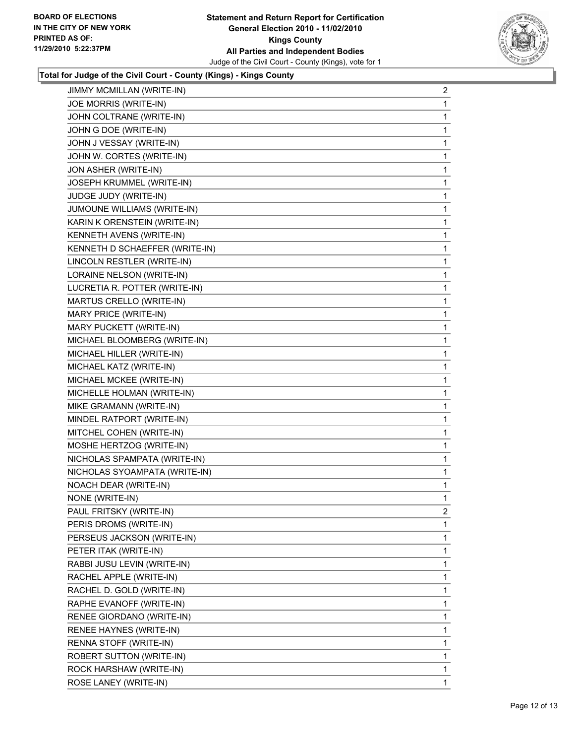BOARD OF ELECTIONS
IN THE CITY OF NEW YORK
PRINTED AS OF:
11/29/2010 5:22:37PM

**Statement and Return Report for Certification**
**General Election 2010 - 11/02/2010**
**Kings County**
**All Parties and Independent Bodies**
Judge of the Civil Court - County (Kings), vote for 1

**Total for Judge of the Civil Court - County (Kings) - Kings County**

| Candidate | Votes |
|---|---|
| JIMMY MCMILLAN (WRITE-IN) | 2 |
| JOE MORRIS (WRITE-IN) | 1 |
| JOHN COLTRANE (WRITE-IN) | 1 |
| JOHN G DOE (WRITE-IN) | 1 |
| JOHN J VESSAY (WRITE-IN) | 1 |
| JOHN W. CORTES (WRITE-IN) | 1 |
| JON ASHER (WRITE-IN) | 1 |
| JOSEPH KRUMMEL (WRITE-IN) | 1 |
| JUDGE JUDY (WRITE-IN) | 1 |
| JUMOUNE WILLIAMS (WRITE-IN) | 1 |
| KARIN K ORENSTEIN (WRITE-IN) | 1 |
| KENNETH AVENS (WRITE-IN) | 1 |
| KENNETH D SCHAEFFER (WRITE-IN) | 1 |
| LINCOLN RESTLER (WRITE-IN) | 1 |
| LORAINE NELSON (WRITE-IN) | 1 |
| LUCRETIA R. POTTER (WRITE-IN) | 1 |
| MARTUS CRELLO (WRITE-IN) | 1 |
| MARY PRICE (WRITE-IN) | 1 |
| MARY PUCKETT (WRITE-IN) | 1 |
| MICHAEL BLOOMBERG (WRITE-IN) | 1 |
| MICHAEL HILLER (WRITE-IN) | 1 |
| MICHAEL KATZ (WRITE-IN) | 1 |
| MICHAEL MCKEE (WRITE-IN) | 1 |
| MICHELLE HOLMAN (WRITE-IN) | 1 |
| MIKE GRAMANN (WRITE-IN) | 1 |
| MINDEL RATPORT (WRITE-IN) | 1 |
| MITCHEL COHEN (WRITE-IN) | 1 |
| MOSHE HERTZOG (WRITE-IN) | 1 |
| NICHOLAS SPAMPATA (WRITE-IN) | 1 |
| NICHOLAS SYOAMPATA (WRITE-IN) | 1 |
| NOACH DEAR (WRITE-IN) | 1 |
| NONE (WRITE-IN) | 1 |
| PAUL FRITSKY (WRITE-IN) | 2 |
| PERIS DROMS (WRITE-IN) | 1 |
| PERSEUS JACKSON (WRITE-IN) | 1 |
| PETER ITAK (WRITE-IN) | 1 |
| RABBI JUSU LEVIN (WRITE-IN) | 1 |
| RACHEL APPLE (WRITE-IN) | 1 |
| RACHEL D. GOLD (WRITE-IN) | 1 |
| RAPHE EVANOFF (WRITE-IN) | 1 |
| RENEE GIORDANO (WRITE-IN) | 1 |
| RENEE HAYNES (WRITE-IN) | 1 |
| RENNA STOFF (WRITE-IN) | 1 |
| ROBERT SUTTON (WRITE-IN) | 1 |
| ROCK HARSHAW (WRITE-IN) | 1 |
| ROSE LANEY (WRITE-IN) | 1 |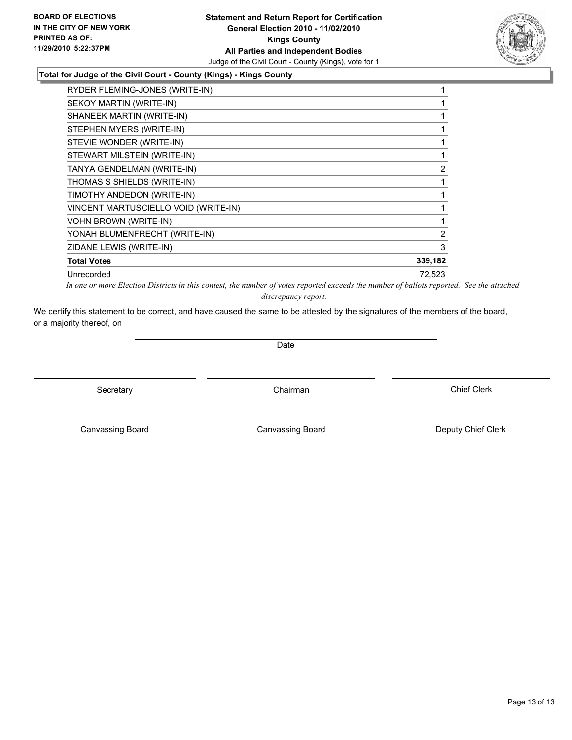**BOARD OF ELECTIONS IN THE CITY OF NEW YORK PRINTED AS OF: 11/29/2010 5:22:37PM**

**Statement and Return Report for Certification General Election 2010 - 11/02/2010 Kings County All Parties and Independent Bodies**

Judge of the Civil Court - County (Kings), vote for 1

### Total for Judge of the Civil Court - County (Kings) - Kings County

| | |
|---|---|
| RYDER FLEMING-JONES (WRITE-IN) | 1 |
| SEKOY MARTIN (WRITE-IN) | 1 |
| SHANEEK MARTIN (WRITE-IN) | 1 |
| STEPHEN MYERS (WRITE-IN) | 1 |
| STEVIE WONDER (WRITE-IN) | 1 |
| STEWART MILSTEIN (WRITE-IN) | 1 |
| TANYA GENDELMAN (WRITE-IN) | 2 |
| THOMAS S SHIELDS (WRITE-IN) | 1 |
| TIMOTHY ANDEDON (WRITE-IN) | 1 |
| VINCENT MARTUSCIELLO VOID (WRITE-IN) | 1 |
| VOHN BROWN (WRITE-IN) | 1 |
| YONAH BLUMENFRECHT (WRITE-IN) | 2 |
| ZIDANE LEWIS (WRITE-IN) | 3 |
| **Total Votes** | **339,182** |
| Unrecorded | 72,523 |

*In one or more Election Districts in this contest, the number of votes reported exceeds the number of ballots reported. See the attached discrepancy report.*

We certify this statement to be correct, and have caused the same to be attested by the signatures of the members of the board, or a majority thereof, on

Date

Secretary

Chairman

Chief Clerk

Canvassing Board

Canvassing Board

Deputy Chief Clerk